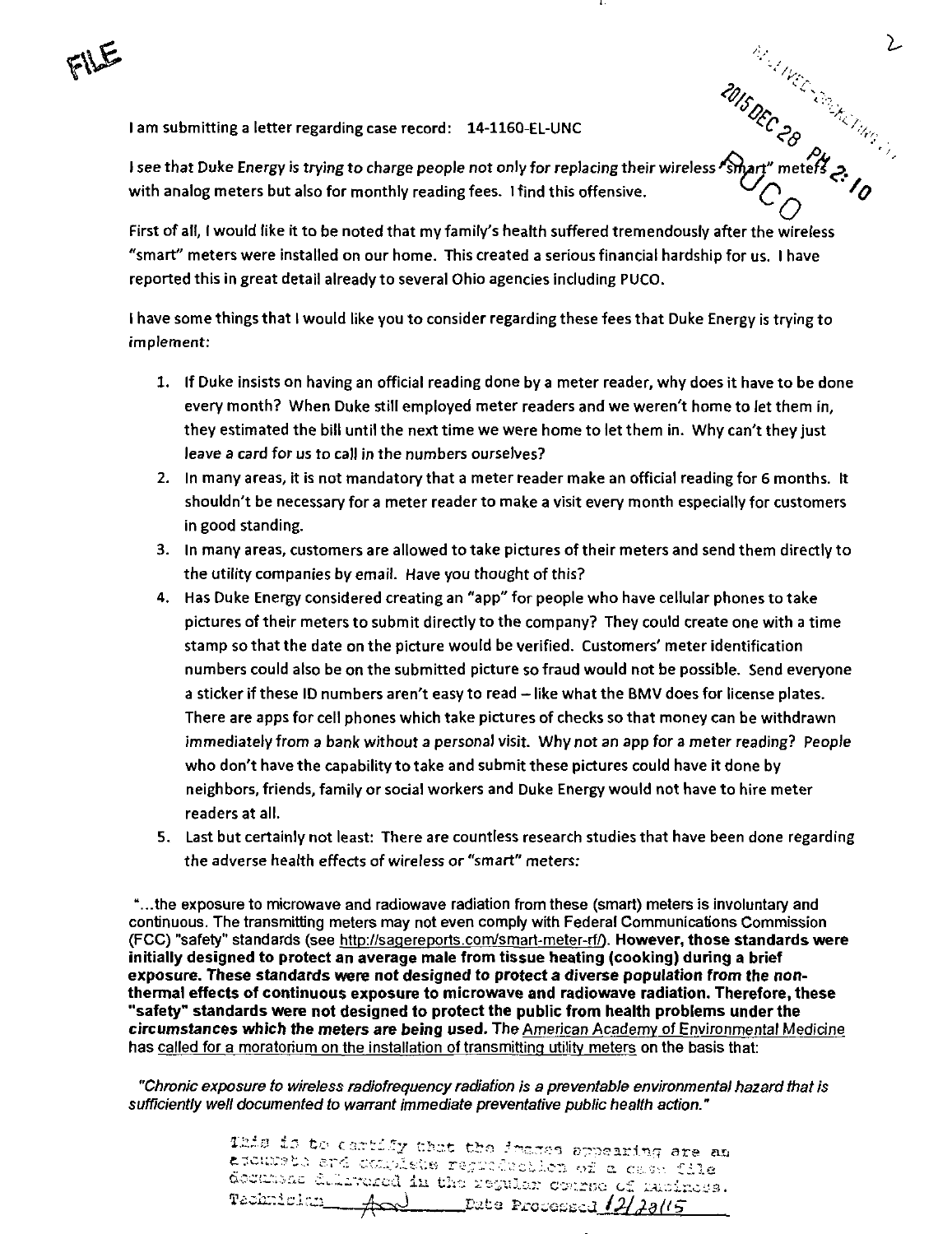FILE

2015 DEC 28 PM 2:10

PUCO

I am submitting a letter regarding case record: **14-1160-EL-UNC**

I see that Duke Energy is trying to charge people not only for replacing their wireless "smart" meters with analog meters but also for monthly reading fees. I find this offensive.

First of all, I would like it to be noted that my family's health suffered tremendously after the wireless "smart" meters were installed on our home. This created a serious financial hardship for us. I have reported this in great detail already to several Ohio agencies including PUCO.

I have some things that I would like you to consider regarding these fees that Duke Energy is trying to implement:

1. If Duke insists on having an official reading done by a meter reader, why does it have to be done every month? When Duke still employed meter readers and we weren't home to let them in, they estimated the bill until the next time we were home to let them in. Why can't they just leave a card for us to call in the numbers ourselves?
2. In many areas, it is not mandatory that a meter reader make an official reading for 6 months. It shouldn't be necessary for a meter reader to make a visit every month especially for customers in good standing.
3. In many areas, customers are allowed to take pictures of their meters and send them directly to the utility companies by email. Have you thought of this?
4. Has Duke Energy considered creating an "app" for people who have cellular phones to take pictures of their meters to submit directly to the company? They could create one with a time stamp so that the date on the picture would be verified. Customers' meter identification numbers could also be on the submitted picture so fraud would not be possible. Send everyone a sticker if these ID numbers aren't easy to read – like what the BMV does for license plates. There are apps for cell phones which take pictures of checks so that money can be withdrawn immediately from a bank without a personal visit. Why not an app for a meter reading? People who don't have the capability to take and submit these pictures could have it done by neighbors, friends, family or social workers and Duke Energy would not have to hire meter readers at all.
5. Last but certainly not least: There are countless research studies that have been done regarding the adverse health effects of wireless or "smart" meters:

"...the exposure to microwave and radiowave radiation from these (smart) meters is involuntary and continuous. The transmitting meters may not even comply with Federal Communications Commission (FCC) "safety" standards (see http://sagereports.com/smart-meter-rf/). **However, those standards were initially designed to protect an average male from tissue heating (cooking) during a brief exposure. These standards were not designed to protect a diverse population from the non-thermal effects of continuous exposure to microwave and radiowave radiation. Therefore, these "safety" standards were not designed to protect the public from health problems under the circumstances which the meters are being used.** The American Academy of Environmental Medicine has called for a moratorium on the installation of transmitting utility meters on the basis that:

*"Chronic exposure to wireless radiofrequency radiation is a preventable environmental hazard that is sufficiently well documented to warrant immediate preventative public health action."*

This is to certify that the images appearing are an accurate and complete reproduction of a case file document delivered in the regular course of business. Technician AD Date Processed 12/28/15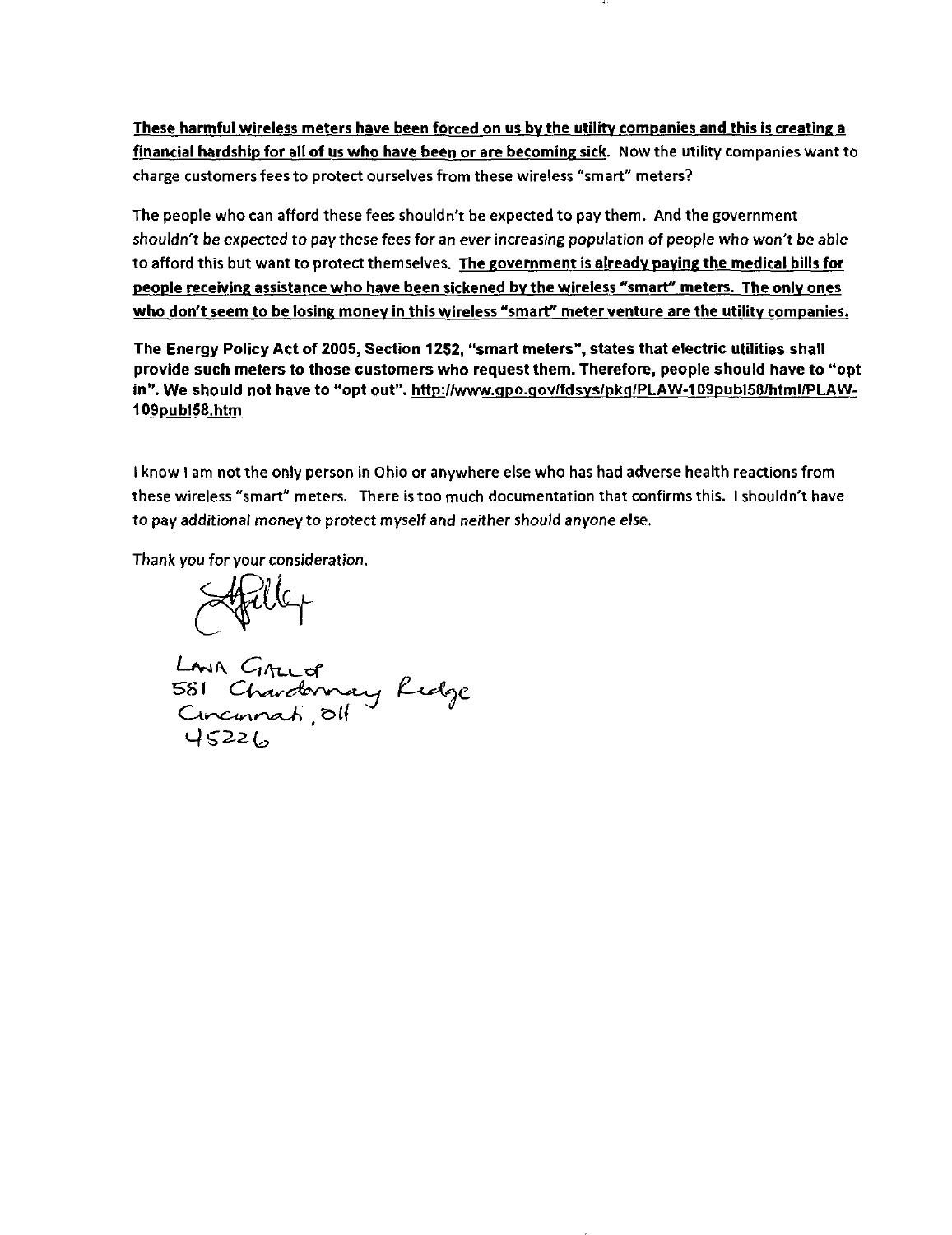**These harmful wireless meters have been forced on us by the utility companies and this is creating a financial hardship for all of us who have been or are becoming sick**. Now the utility companies want to charge customers fees to protect ourselves from these wireless "smart" meters?

The people who can afford these fees shouldn't be expected to pay them. And the government shouldn't be expected to pay these fees for an ever increasing population of people who won't be able to afford this but want to protect themselves. **The government is already paying the medical bills for people receiving assistance who have been sickened by the wireless "smart" meters. The only ones who don't seem to be losing money in this wireless "smart" meter venture are the utility companies.**

**The Energy Policy Act of 2005, Section 1252, "smart meters", states that electric utilities shall provide such meters to those customers who request them. Therefore, people should have to "opt in". We should not have to "opt out". http://www.gpo.gov/fdsys/pkg/PLAW-109publ58/html/PLAW-109publ58.htm**

I know I am not the only person in Ohio or anywhere else who has had adverse health reactions from these wireless "smart" meters. There is too much documentation that confirms this. I shouldn't have to pay additional money to protect myself and neither should anyone else.

Thank you for your consideration.

LANA GALLOT
581 Chardonnay Ridge
Cincinnati, OH
45226